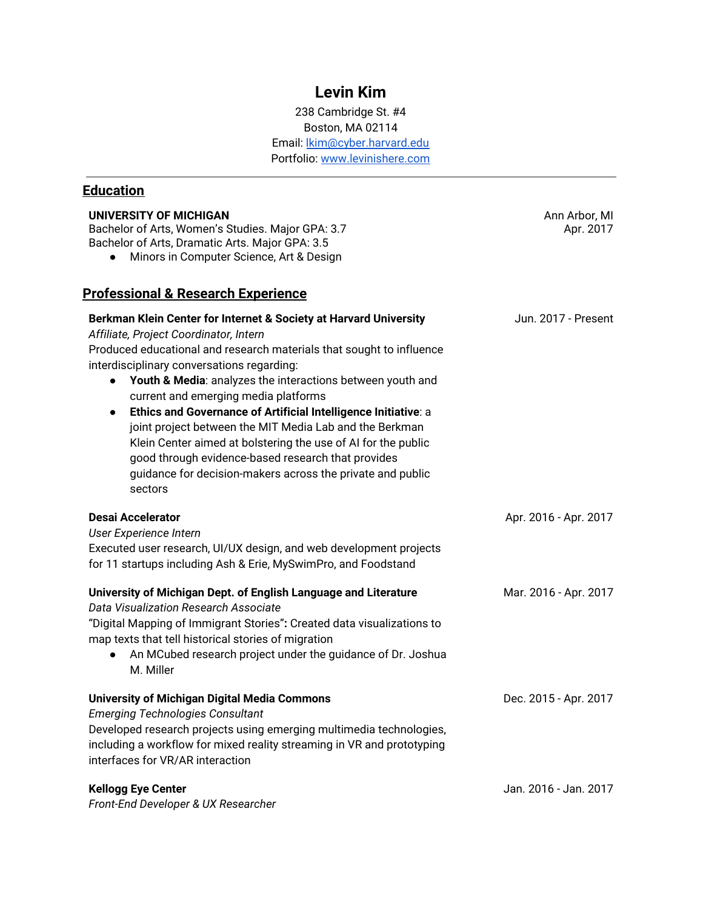# Levin Kim

238 Cambridge St. #4
Boston, MA 02114
Email: [lkim@cyber.harvard.edu](mailto:lkim@cyber.harvard.edu)
Portfolio: [www.levinishere.com](http://www.levinishere.com)

---

## Education

**UNIVERSITY OF MICHIGAN** — Ann Arbor, MI
Bachelor of Arts, Women's Studies. Major GPA: 3.7 — Apr. 2017
Bachelor of Arts, Dramatic Arts. Major GPA: 3.5

- Minors in Computer Science, Art & Design

## Professional & Research Experience

**Berkman Klein Center for Internet & Society at Harvard University** — Jun. 2017 - Present
*Affiliate, Project Coordinator, Intern*
Produced educational and research materials that sought to influence interdisciplinary conversations regarding:

- **Youth & Media**: analyzes the interactions between youth and current and emerging media platforms
- **Ethics and Governance of Artificial Intelligence Initiative**: a joint project between the MIT Media Lab and the Berkman Klein Center aimed at bolstering the use of AI for the public good through evidence-based research that provides guidance for decision-makers across the private and public sectors

**Desai Accelerator** — Apr. 2016 - Apr. 2017
*User Experience Intern*
Executed user research, UI/UX design, and web development projects for 11 startups including Ash & Erie, MySwimPro, and Foodstand

**University of Michigan Dept. of English Language and Literature** — Mar. 2016 - Apr. 2017
*Data Visualization Research Associate*
"Digital Mapping of Immigrant Stories"**:** Created data visualizations to map texts that tell historical stories of migration

- An MCubed research project under the guidance of Dr. Joshua M. Miller

**University of Michigan Digital Media Commons** — Dec. 2015 - Apr. 2017
*Emerging Technologies Consultant*
Developed research projects using emerging multimedia technologies, including a workflow for mixed reality streaming in VR and prototyping interfaces for VR/AR interaction

**Kellogg Eye Center** — Jan. 2016 - Jan. 2017
*Front-End Developer & UX Researcher*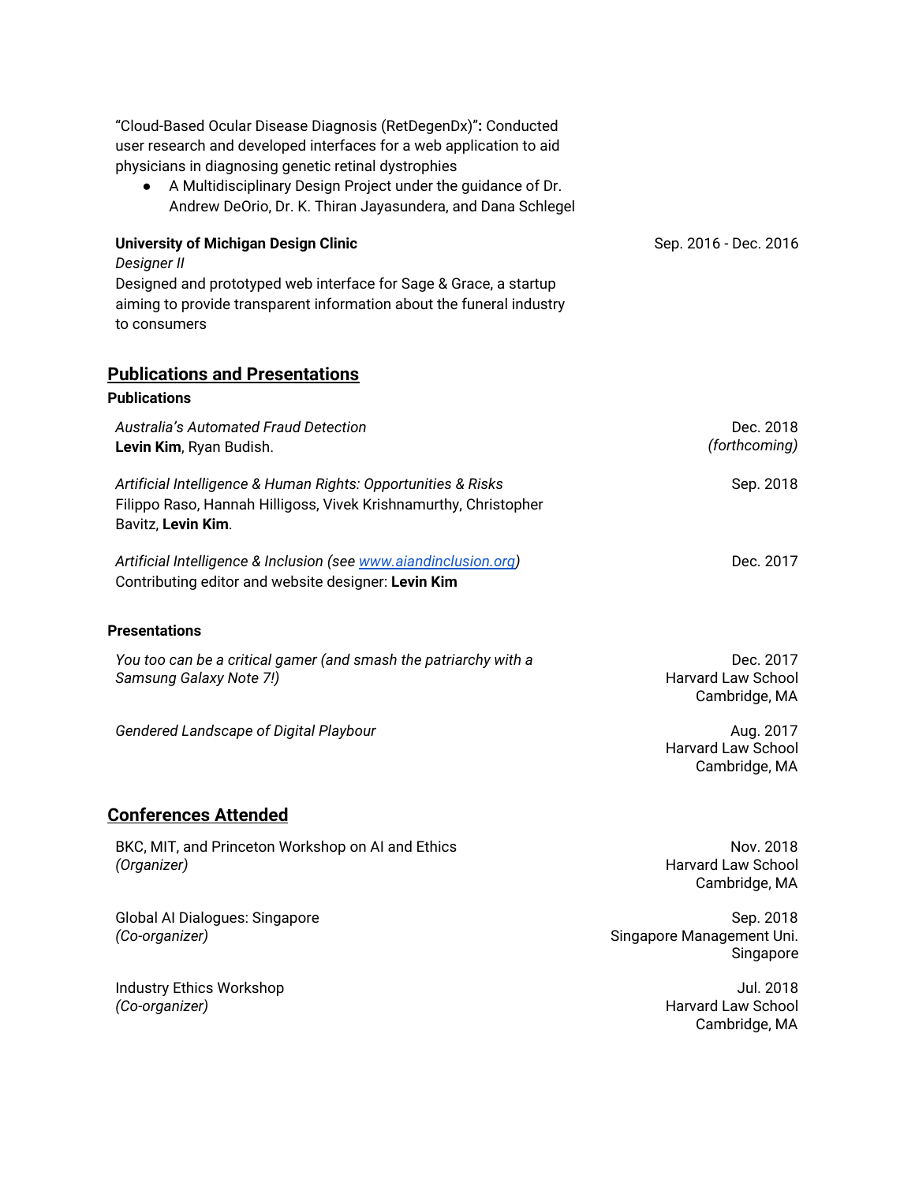"Cloud-Based Ocular Disease Diagnosis (RetDegenDx)"**:** Conducted user research and developed interfaces for a web application to aid physicians in diagnosing genetic retinal dystrophies

- A Multidisciplinary Design Project under the guidance of Dr. Andrew DeOrio, Dr. K. Thiran Jayasundera, and Dana Schlegel

**University of Michigan Design Clinic** — Sep. 2016 - Dec. 2016
*Designer II*
Designed and prototyped web interface for Sage & Grace, a startup aiming to provide transparent information about the funeral industry to consumers

## Publications and Presentations

### Publications

*Australia's Automated Fraud Detection* — Dec. 2018 *(forthcoming)*
**Levin Kim**, Ryan Budish.

*Artificial Intelligence & Human Rights: Opportunities & Risks* — Sep. 2018
Filippo Raso, Hannah Hilligoss, Vivek Krishnamurthy, Christopher Bavitz, **Levin Kim**.

*Artificial Intelligence & Inclusion (see [www.aiandinclusion.org](www.aiandinclusion.org))* — Dec. 2017
Contributing editor and website designer: **Levin Kim**

### Presentations

*You too can be a critical gamer (and smash the patriarchy with a Samsung Galaxy Note 7!)* — Dec. 2017, Harvard Law School, Cambridge, MA

*Gendered Landscape of Digital Playbour* — Aug. 2017, Harvard Law School, Cambridge, MA

## Conferences Attended

BKC, MIT, and Princeton Workshop on AI and Ethics *(Organizer)* — Nov. 2018, Harvard Law School, Cambridge, MA

Global AI Dialogues: Singapore *(Co-organizer)* — Sep. 2018, Singapore Management Uni., Singapore

Industry Ethics Workshop *(Co-organizer)* — Jul. 2018, Harvard Law School, Cambridge, MA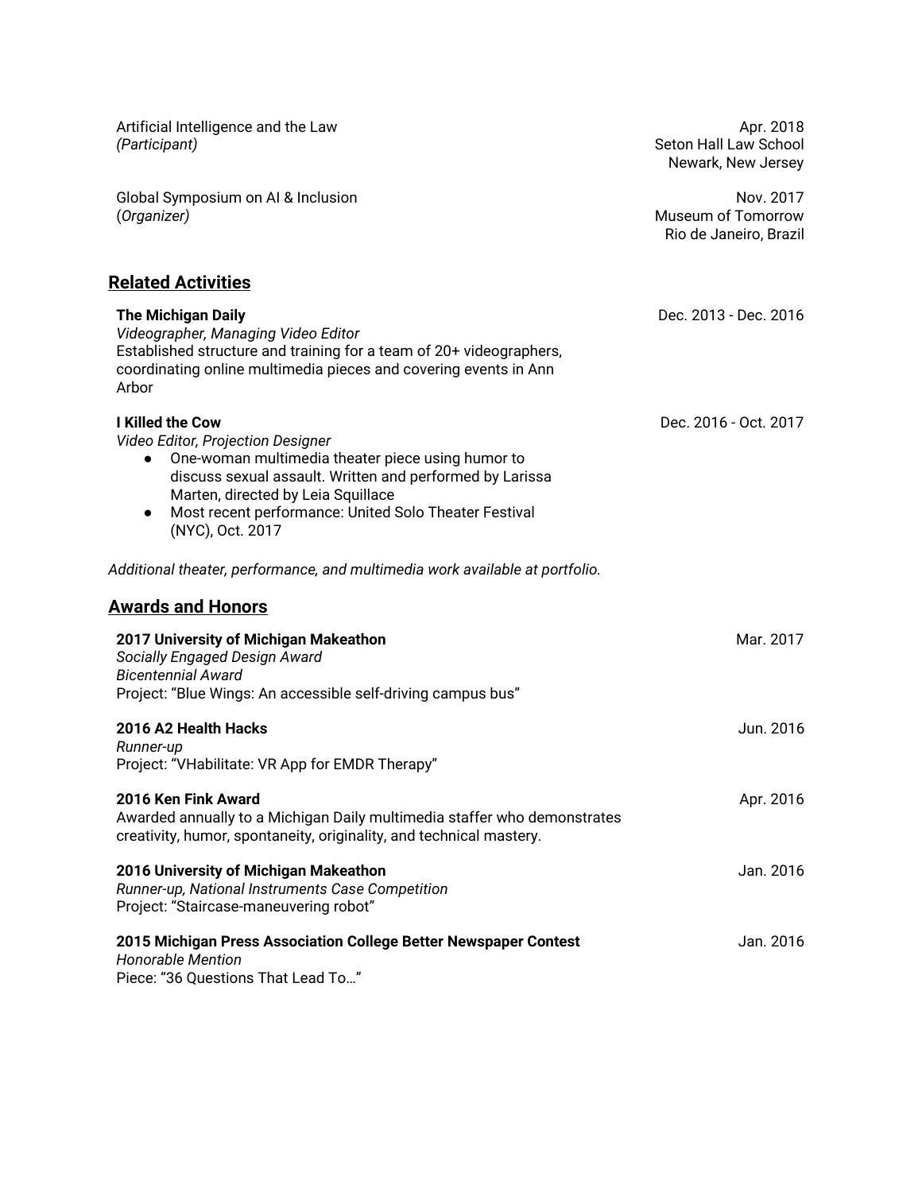Artificial Intelligence and the Law
*(Participant)*
Apr. 2018
Seton Hall Law School
Newark, New Jersey

Global Symposium on AI & Inclusion
(*Organizer)*
Nov. 2017
Museum of Tomorrow
Rio de Janeiro, Brazil

## Related Activities

**The Michigan Daily**
*Videographer, Managing Video Editor*
Dec. 2013 - Dec. 2016
Established structure and training for a team of 20+ videographers, coordinating online multimedia pieces and covering events in Ann Arbor

**I Killed the Cow**
*Video Editor, Projection Designer*
Dec. 2016 - Oct. 2017

- One-woman multimedia theater piece using humor to discuss sexual assault. Written and performed by Larissa Marten, directed by Leia Squillace
- Most recent performance: United Solo Theater Festival (NYC), Oct. 2017

*Additional theater, performance, and multimedia work available at portfolio.*

## Awards and Honors

**2017 University of Michigan Makeathon**
Mar. 2017
*Socially Engaged Design Award*
*Bicentennial Award*
Project: "Blue Wings: An accessible self-driving campus bus"

**2016 A2 Health Hacks**
Jun. 2016
*Runner-up*
Project: "VHabilitate: VR App for EMDR Therapy"

**2016 Ken Fink Award**
Apr. 2016
Awarded annually to a Michigan Daily multimedia staffer who demonstrates creativity, humor, spontaneity, originality, and technical mastery.

**2016 University of Michigan Makeathon**
Jan. 2016
*Runner-up, National Instruments Case Competition*
Project: "Staircase-maneuvering robot"

**2015 Michigan Press Association College Better Newspaper Contest**
Jan. 2016
*Honorable Mention*
Piece: "36 Questions That Lead To…"